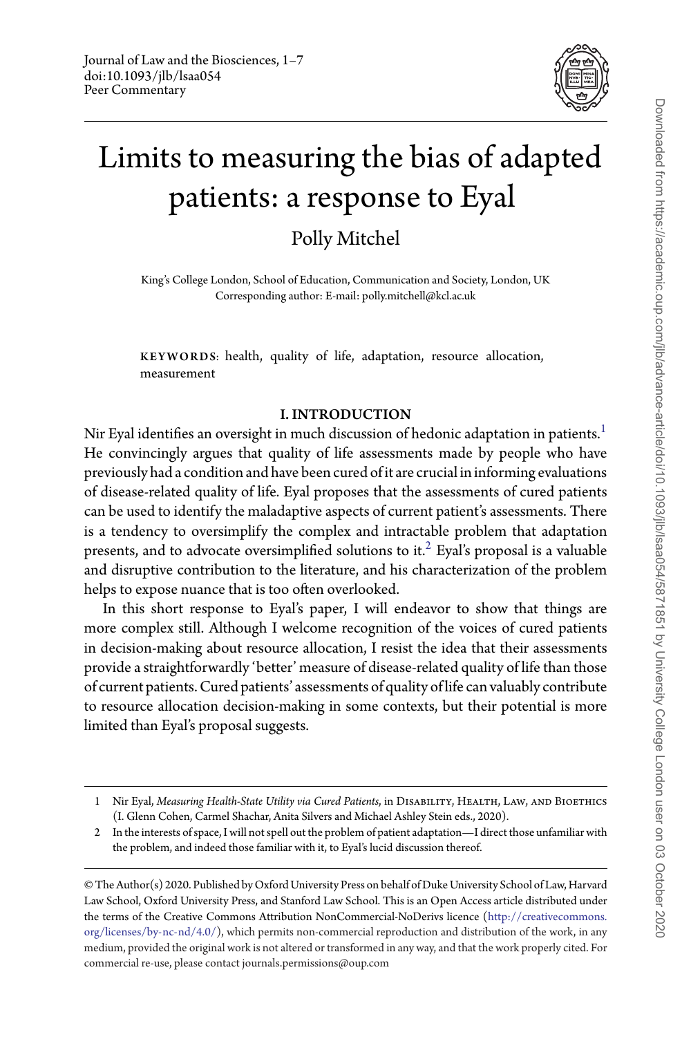Journal of Law and the Biosciences, 1–7
doi:10.1093/jlb/lsaa054
Peer Commentary

# Limits to measuring the bias of adapted patients: a response to Eyal

Polly Mitchel

King's College London, School of Education, Communication and Society, London, UK
Corresponding author: E-mail: polly.mitchell@kcl.ac.uk

KEYWORDS: health, quality of life, adaptation, resource allocation, measurement

## I. INTRODUCTION

Nir Eyal identifies an oversight in much discussion of hedonic adaptation in patients.[1] He convincingly argues that quality of life assessments made by people who have previously had a condition and have been cured of it are crucial in informing evaluations of disease-related quality of life. Eyal proposes that the assessments of cured patients can be used to identify the maladaptive aspects of current patient's assessments. There is a tendency to oversimplify the complex and intractable problem that adaptation presents, and to advocate oversimplified solutions to it.[2] Eyal's proposal is a valuable and disruptive contribution to the literature, and his characterization of the problem helps to expose nuance that is too often overlooked.

In this short response to Eyal's paper, I will endeavor to show that things are more complex still. Although I welcome recognition of the voices of cured patients in decision-making about resource allocation, I resist the idea that their assessments provide a straightforwardly 'better' measure of disease-related quality of life than those of current patients. Cured patients' assessments of quality of life can valuably contribute to resource allocation decision-making in some contexts, but their potential is more limited than Eyal's proposal suggests.

---

1 Nir Eyal, *Measuring Health-State Utility via Cured Patients*, in Disability, Health, Law, and Bioethics (I. Glenn Cohen, Carmel Shachar, Anita Silvers and Michael Ashley Stein eds., 2020).

2 In the interests of space, I will not spell out the problem of patient adaptation—I direct those unfamiliar with the problem, and indeed those familiar with it, to Eyal's lucid discussion thereof.

© The Author(s) 2020. Published by Oxford University Press on behalf of Duke University School of Law, Harvard Law School, Oxford University Press, and Stanford Law School. This is an Open Access article distributed under the terms of the Creative Commons Attribution NonCommercial-NoDerivs licence (http://creativecommons.org/licenses/by-nc-nd/4.0/), which permits non-commercial reproduction and distribution of the work, in any medium, provided the original work is not altered or transformed in any way, and that the work properly cited. For commercial re-use, please contact journals.permissions@oup.com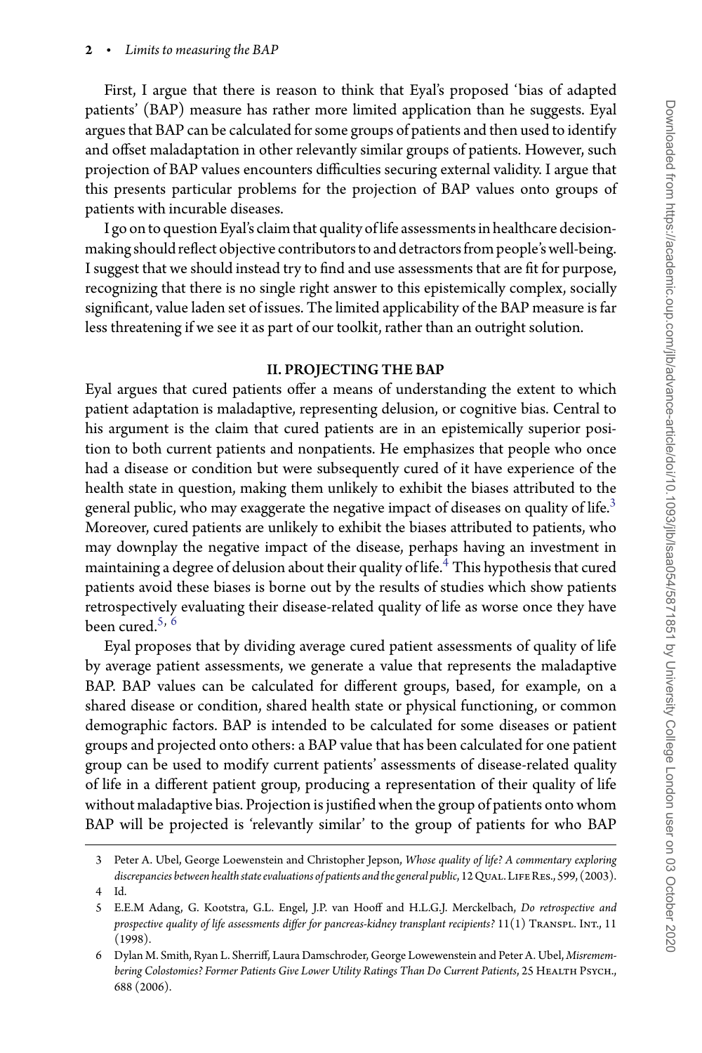First, I argue that there is reason to think that Eyal's proposed 'bias of adapted patients' (BAP) measure has rather more limited application than he suggests. Eyal argues that BAP can be calculated for some groups of patients and then used to identify and offset maladaptation in other relevantly similar groups of patients. However, such projection of BAP values encounters difficulties securing external validity. I argue that this presents particular problems for the projection of BAP values onto groups of patients with incurable diseases.

I go on to question Eyal's claim that quality of life assessments in healthcare decision-making should reflect objective contributors to and detractors from people's well-being. I suggest that we should instead try to find and use assessments that are fit for purpose, recognizing that there is no single right answer to this epistemically complex, socially significant, value laden set of issues. The limited applicability of the BAP measure is far less threatening if we see it as part of our toolkit, rather than an outright solution.

## II. PROJECTING THE BAP

Eyal argues that cured patients offer a means of understanding the extent to which patient adaptation is maladaptive, representing delusion, or cognitive bias. Central to his argument is the claim that cured patients are in an epistemically superior position to both current patients and nonpatients. He emphasizes that people who once had a disease or condition but were subsequently cured of it have experience of the health state in question, making them unlikely to exhibit the biases attributed to the general public, who may exaggerate the negative impact of diseases on quality of life.[3] Moreover, cured patients are unlikely to exhibit the biases attributed to patients, who may downplay the negative impact of the disease, perhaps having an investment in maintaining a degree of delusion about their quality of life.[4] This hypothesis that cured patients avoid these biases is borne out by the results of studies which show patients retrospectively evaluating their disease-related quality of life as worse once they have been cured.[5, 6]

Eyal proposes that by dividing average cured patient assessments of quality of life by average patient assessments, we generate a value that represents the maladaptive BAP. BAP values can be calculated for different groups, based, for example, on a shared disease or condition, shared health state or physical functioning, or common demographic factors. BAP is intended to be calculated for some diseases or patient groups and projected onto others: a BAP value that has been calculated for one patient group can be used to modify current patients' assessments of disease-related quality of life in a different patient group, producing a representation of their quality of life without maladaptive bias. Projection is justified when the group of patients onto whom BAP will be projected is 'relevantly similar' to the group of patients for who BAP

---

3 Peter A. Ubel, George Loewenstein and Christopher Jepson, *Whose quality of life? A commentary exploring discrepancies between health state evaluations of patients and the general public*, 12 Qual. Life Res., 599, (2003).

4 Id.

5 E.E.M Adang, G. Kootstra, G.L. Engel, J.P. van Hooff and H.L.G.J. Merckelbach, *Do retrospective and prospective quality of life assessments differ for pancreas-kidney transplant recipients?* 11(1) Transpl. Int., 11 (1998).

6 Dylan M. Smith, Ryan L. Sherriff, Laura Damschroder, George Lowewenstein and Peter A. Ubel, *Misremembering Colostomies? Former Patients Give Lower Utility Ratings Than Do Current Patients*, 25 Health Psych., 688 (2006).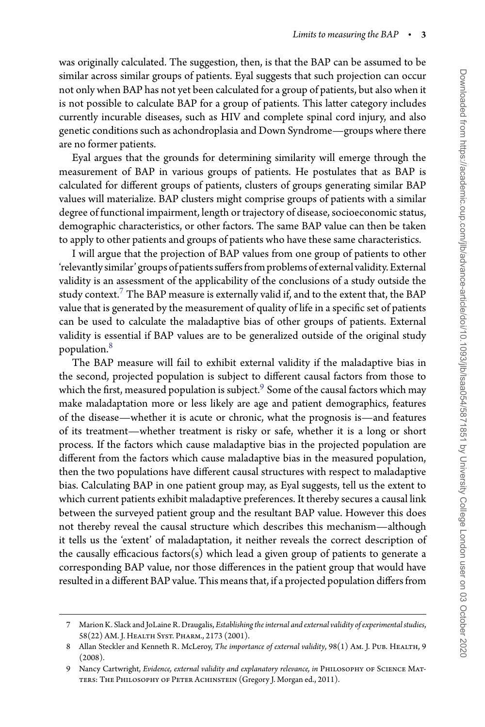was originally calculated. The suggestion, then, is that the BAP can be assumed to be similar across similar groups of patients. Eyal suggests that such projection can occur not only when BAP has not yet been calculated for a group of patients, but also when it is not possible to calculate BAP for a group of patients. This latter category includes currently incurable diseases, such as HIV and complete spinal cord injury, and also genetic conditions such as achondroplasia and Down Syndrome—groups where there are no former patients.

Eyal argues that the grounds for determining similarity will emerge through the measurement of BAP in various groups of patients. He postulates that as BAP is calculated for different groups of patients, clusters of groups generating similar BAP values will materialize. BAP clusters might comprise groups of patients with a similar degree of functional impairment, length or trajectory of disease, socioeconomic status, demographic characteristics, or other factors. The same BAP value can then be taken to apply to other patients and groups of patients who have these same characteristics.

I will argue that the projection of BAP values from one group of patients to other 'relevantly similar' groups of patients suffers from problems of external validity. External validity is an assessment of the applicability of the conclusions of a study outside the study context.[7] The BAP measure is externally valid if, and to the extent that, the BAP value that is generated by the measurement of quality of life in a specific set of patients can be used to calculate the maladaptive bias of other groups of patients. External validity is essential if BAP values are to be generalized outside of the original study population.[8]

The BAP measure will fail to exhibit external validity if the maladaptive bias in the second, projected population is subject to different causal factors from those to which the first, measured population is subject.[9] Some of the causal factors which may make maladaptation more or less likely are age and patient demographics, features of the disease—whether it is acute or chronic, what the prognosis is—and features of its treatment—whether treatment is risky or safe, whether it is a long or short process. If the factors which cause maladaptive bias in the projected population are different from the factors which cause maladaptive bias in the measured population, then the two populations have different causal structures with respect to maladaptive bias. Calculating BAP in one patient group may, as Eyal suggests, tell us the extent to which current patients exhibit maladaptive preferences. It thereby secures a causal link between the surveyed patient group and the resultant BAP value. However this does not thereby reveal the causal structure which describes this mechanism—although it tells us the 'extent' of maladaptation, it neither reveals the correct description of the causally efficacious factors(s) which lead a given group of patients to generate a corresponding BAP value, nor those differences in the patient group that would have resulted in a different BAP value. This means that, if a projected population differs from

---

7 Marion K. Slack and JoLaine R. Draugalis, *Establishing the internal and external validity of experimental studies*, 58(22) AM. J. HEALTH SYST. PHARM., 2173 (2001).

8 Allan Steckler and Kenneth R. McLeroy, *The importance of external validity*, 98(1) AM. J. PUB. HEALTH, 9 (2008).

9 Nancy Cartwright, *Evidence, external validity and explanatory relevance, in* PHILOSOPHY OF SCIENCE MATTERS: THE PHILOSOPHY OF PETER ACHINSTEIN (Gregory J. Morgan ed., 2011).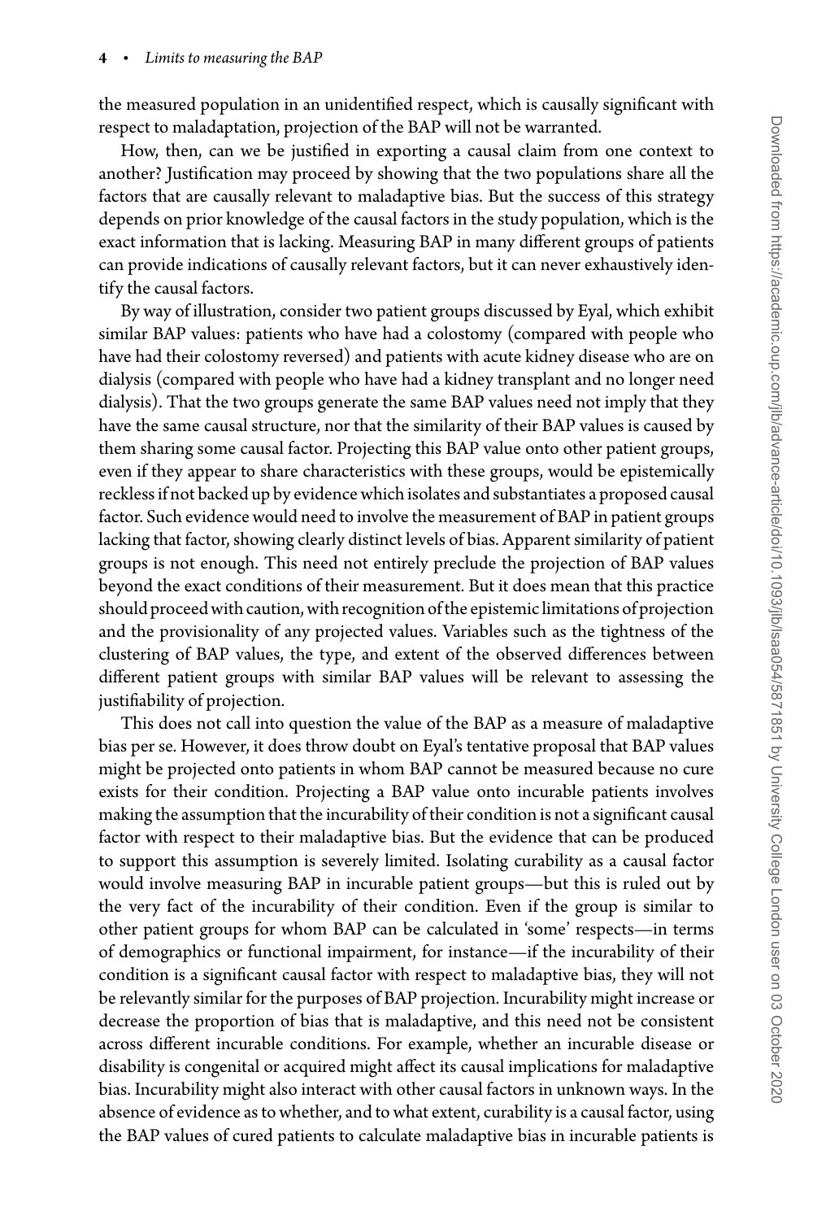the measured population in an unidentified respect, which is causally significant with respect to maladaptation, projection of the BAP will not be warranted.

How, then, can we be justified in exporting a causal claim from one context to another? Justification may proceed by showing that the two populations share all the factors that are causally relevant to maladaptive bias. But the success of this strategy depends on prior knowledge of the causal factors in the study population, which is the exact information that is lacking. Measuring BAP in many different groups of patients can provide indications of causally relevant factors, but it can never exhaustively identify the causal factors.

By way of illustration, consider two patient groups discussed by Eyal, which exhibit similar BAP values: patients who have had a colostomy (compared with people who have had their colostomy reversed) and patients with acute kidney disease who are on dialysis (compared with people who have had a kidney transplant and no longer need dialysis). That the two groups generate the same BAP values need not imply that they have the same causal structure, nor that the similarity of their BAP values is caused by them sharing some causal factor. Projecting this BAP value onto other patient groups, even if they appear to share characteristics with these groups, would be epistemically reckless if not backed up by evidence which isolates and substantiates a proposed causal factor. Such evidence would need to involve the measurement of BAP in patient groups lacking that factor, showing clearly distinct levels of bias. Apparent similarity of patient groups is not enough. This need not entirely preclude the projection of BAP values beyond the exact conditions of their measurement. But it does mean that this practice should proceed with caution, with recognition of the epistemic limitations of projection and the provisionality of any projected values. Variables such as the tightness of the clustering of BAP values, the type, and extent of the observed differences between different patient groups with similar BAP values will be relevant to assessing the justifiability of projection.

This does not call into question the value of the BAP as a measure of maladaptive bias per se. However, it does throw doubt on Eyal's tentative proposal that BAP values might be projected onto patients in whom BAP cannot be measured because no cure exists for their condition. Projecting a BAP value onto incurable patients involves making the assumption that the incurability of their condition is not a significant causal factor with respect to their maladaptive bias. But the evidence that can be produced to support this assumption is severely limited. Isolating curability as a causal factor would involve measuring BAP in incurable patient groups—but this is ruled out by the very fact of the incurability of their condition. Even if the group is similar to other patient groups for whom BAP can be calculated in 'some' respects—in terms of demographics or functional impairment, for instance—if the incurability of their condition is a significant causal factor with respect to maladaptive bias, they will not be relevantly similar for the purposes of BAP projection. Incurability might increase or decrease the proportion of bias that is maladaptive, and this need not be consistent across different incurable conditions. For example, whether an incurable disease or disability is congenital or acquired might affect its causal implications for maladaptive bias. Incurability might also interact with other causal factors in unknown ways. In the absence of evidence as to whether, and to what extent, curability is a causal factor, using the BAP values of cured patients to calculate maladaptive bias in incurable patients is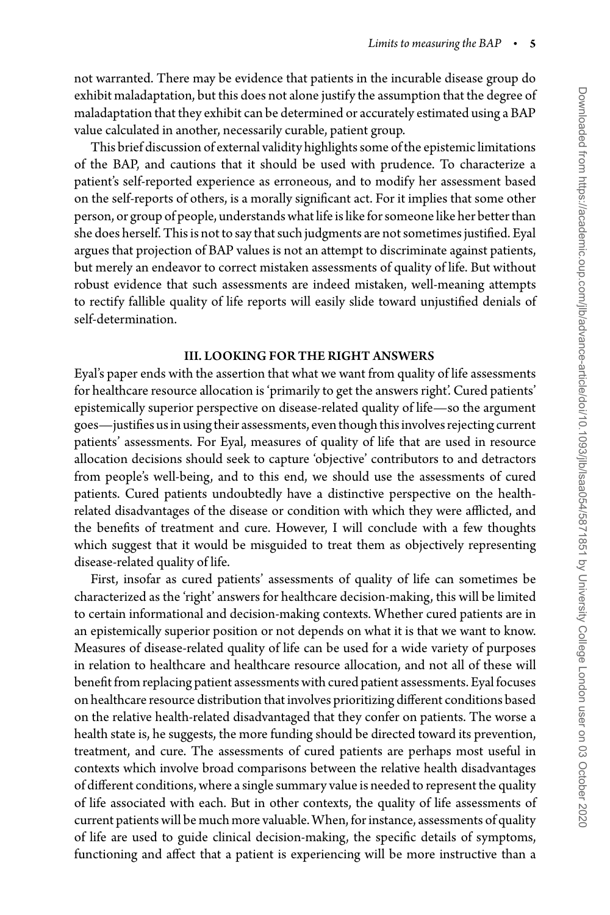not warranted. There may be evidence that patients in the incurable disease group do exhibit maladaptation, but this does not alone justify the assumption that the degree of maladaptation that they exhibit can be determined or accurately estimated using a BAP value calculated in another, necessarily curable, patient group.

This brief discussion of external validity highlights some of the epistemic limitations of the BAP, and cautions that it should be used with prudence. To characterize a patient's self-reported experience as erroneous, and to modify her assessment based on the self-reports of others, is a morally significant act. For it implies that some other person, or group of people, understands what life is like for someone like her better than she does herself. This is not to say that such judgments are not sometimes justified. Eyal argues that projection of BAP values is not an attempt to discriminate against patients, but merely an endeavor to correct mistaken assessments of quality of life. But without robust evidence that such assessments are indeed mistaken, well-meaning attempts to rectify fallible quality of life reports will easily slide toward unjustified denials of self-determination.

## III. LOOKING FOR THE RIGHT ANSWERS

Eyal's paper ends with the assertion that what we want from quality of life assessments for healthcare resource allocation is 'primarily to get the answers right'. Cured patients' epistemically superior perspective on disease-related quality of life—so the argument goes—justifies us in using their assessments, even though this involves rejecting current patients' assessments. For Eyal, measures of quality of life that are used in resource allocation decisions should seek to capture 'objective' contributors to and detractors from people's well-being, and to this end, we should use the assessments of cured patients. Cured patients undoubtedly have a distinctive perspective on the health-related disadvantages of the disease or condition with which they were afflicted, and the benefits of treatment and cure. However, I will conclude with a few thoughts which suggest that it would be misguided to treat them as objectively representing disease-related quality of life.

First, insofar as cured patients' assessments of quality of life can sometimes be characterized as the 'right' answers for healthcare decision-making, this will be limited to certain informational and decision-making contexts. Whether cured patients are in an epistemically superior position or not depends on what it is that we want to know. Measures of disease-related quality of life can be used for a wide variety of purposes in relation to healthcare and healthcare resource allocation, and not all of these will benefit from replacing patient assessments with cured patient assessments. Eyal focuses on healthcare resource distribution that involves prioritizing different conditions based on the relative health-related disadvantaged that they confer on patients. The worse a health state is, he suggests, the more funding should be directed toward its prevention, treatment, and cure. The assessments of cured patients are perhaps most useful in contexts which involve broad comparisons between the relative health disadvantages of different conditions, where a single summary value is needed to represent the quality of life associated with each. But in other contexts, the quality of life assessments of current patients will be much more valuable. When, for instance, assessments of quality of life are used to guide clinical decision-making, the specific details of symptoms, functioning and affect that a patient is experiencing will be more instructive than a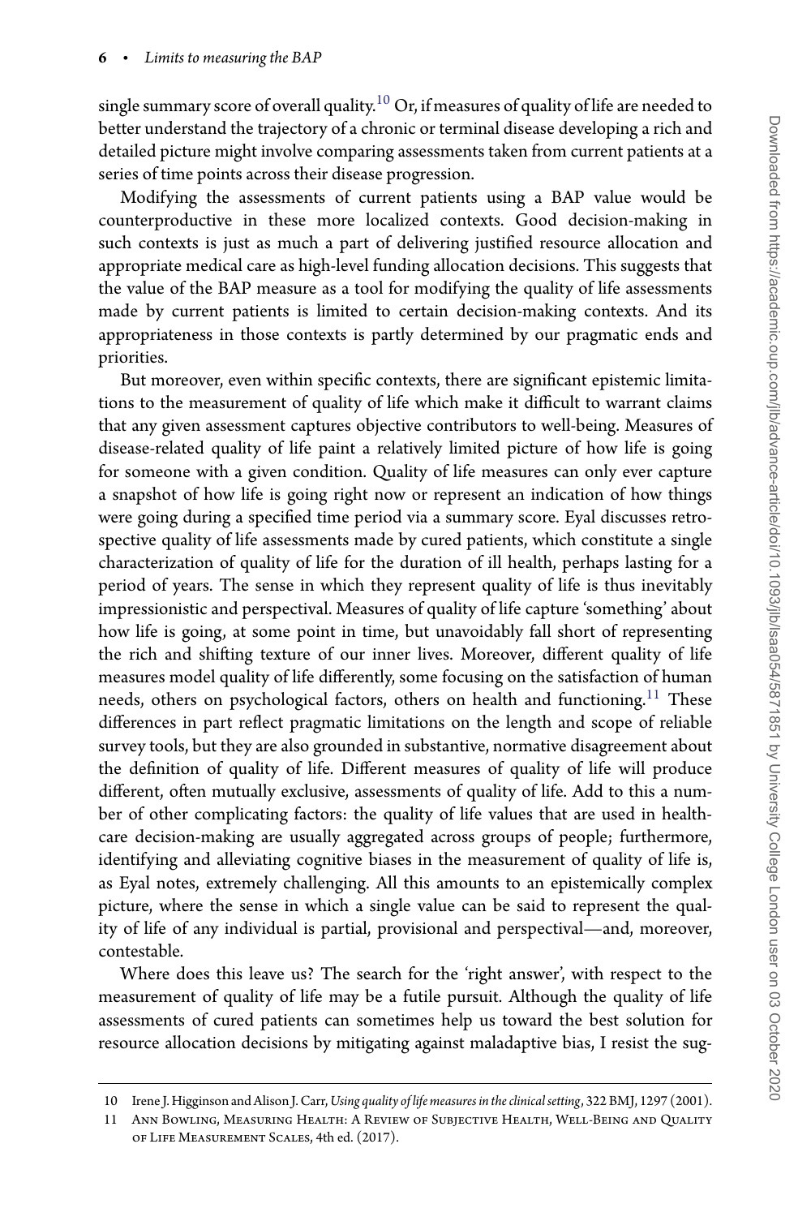single summary score of overall quality.[10] Or, if measures of quality of life are needed to better understand the trajectory of a chronic or terminal disease developing a rich and detailed picture might involve comparing assessments taken from current patients at a series of time points across their disease progression.

Modifying the assessments of current patients using a BAP value would be counterproductive in these more localized contexts. Good decision-making in such contexts is just as much a part of delivering justified resource allocation and appropriate medical care as high-level funding allocation decisions. This suggests that the value of the BAP measure as a tool for modifying the quality of life assessments made by current patients is limited to certain decision-making contexts. And its appropriateness in those contexts is partly determined by our pragmatic ends and priorities.

But moreover, even within specific contexts, there are significant epistemic limitations to the measurement of quality of life which make it difficult to warrant claims that any given assessment captures objective contributors to well-being. Measures of disease-related quality of life paint a relatively limited picture of how life is going for someone with a given condition. Quality of life measures can only ever capture a snapshot of how life is going right now or represent an indication of how things were going during a specified time period via a summary score. Eyal discusses retrospective quality of life assessments made by cured patients, which constitute a single characterization of quality of life for the duration of ill health, perhaps lasting for a period of years. The sense in which they represent quality of life is thus inevitably impressionistic and perspectival. Measures of quality of life capture 'something' about how life is going, at some point in time, but unavoidably fall short of representing the rich and shifting texture of our inner lives. Moreover, different quality of life measures model quality of life differently, some focusing on the satisfaction of human needs, others on psychological factors, others on health and functioning.[11] These differences in part reflect pragmatic limitations on the length and scope of reliable survey tools, but they are also grounded in substantive, normative disagreement about the definition of quality of life. Different measures of quality of life will produce different, often mutually exclusive, assessments of quality of life. Add to this a number of other complicating factors: the quality of life values that are used in healthcare decision-making are usually aggregated across groups of people; furthermore, identifying and alleviating cognitive biases in the measurement of quality of life is, as Eyal notes, extremely challenging. All this amounts to an epistemically complex picture, where the sense in which a single value can be said to represent the quality of life of any individual is partial, provisional and perspectival—and, moreover, contestable.

Where does this leave us? The search for the 'right answer', with respect to the measurement of quality of life may be a futile pursuit. Although the quality of life assessments of cured patients can sometimes help us toward the best solution for resource allocation decisions by mitigating against maladaptive bias, I resist the sug-

---

10 Irene J. Higginson and Alison J. Carr, *Using quality of life measures in the clinical setting*, 322 BMJ, 1297 (2001).

11 Ann Bowling, Measuring Health: A Review of Subjective Health, Well-Being and Quality of Life Measurement Scales, 4th ed. (2017).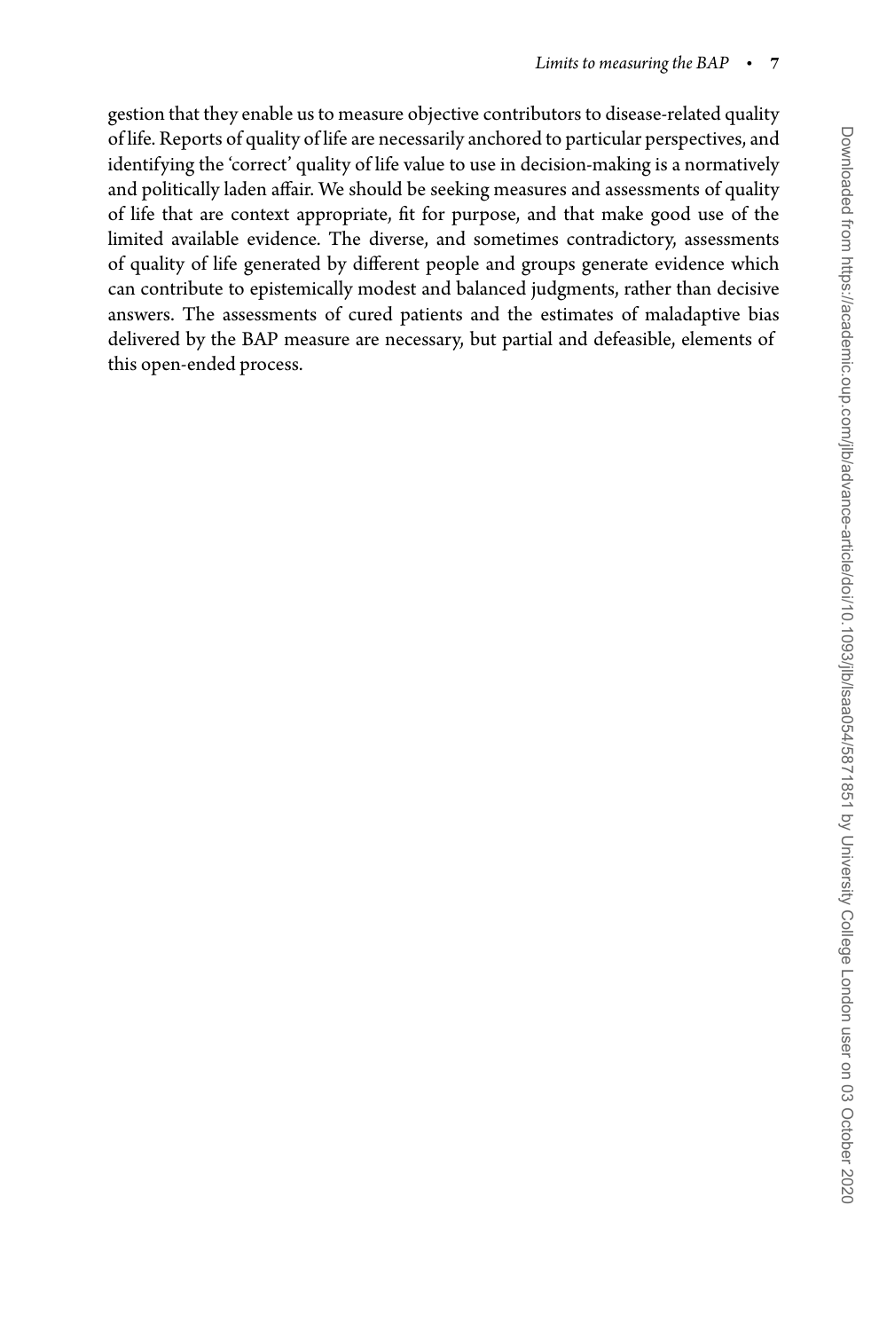gestion that they enable us to measure objective contributors to disease-related quality of life. Reports of quality of life are necessarily anchored to particular perspectives, and identifying the 'correct' quality of life value to use in decision-making is a normatively and politically laden affair. We should be seeking measures and assessments of quality of life that are context appropriate, fit for purpose, and that make good use of the limited available evidence. The diverse, and sometimes contradictory, assessments of quality of life generated by different people and groups generate evidence which can contribute to epistemically modest and balanced judgments, rather than decisive answers. The assessments of cured patients and the estimates of maladaptive bias delivered by the BAP measure are necessary, but partial and defeasible, elements of this open-ended process.